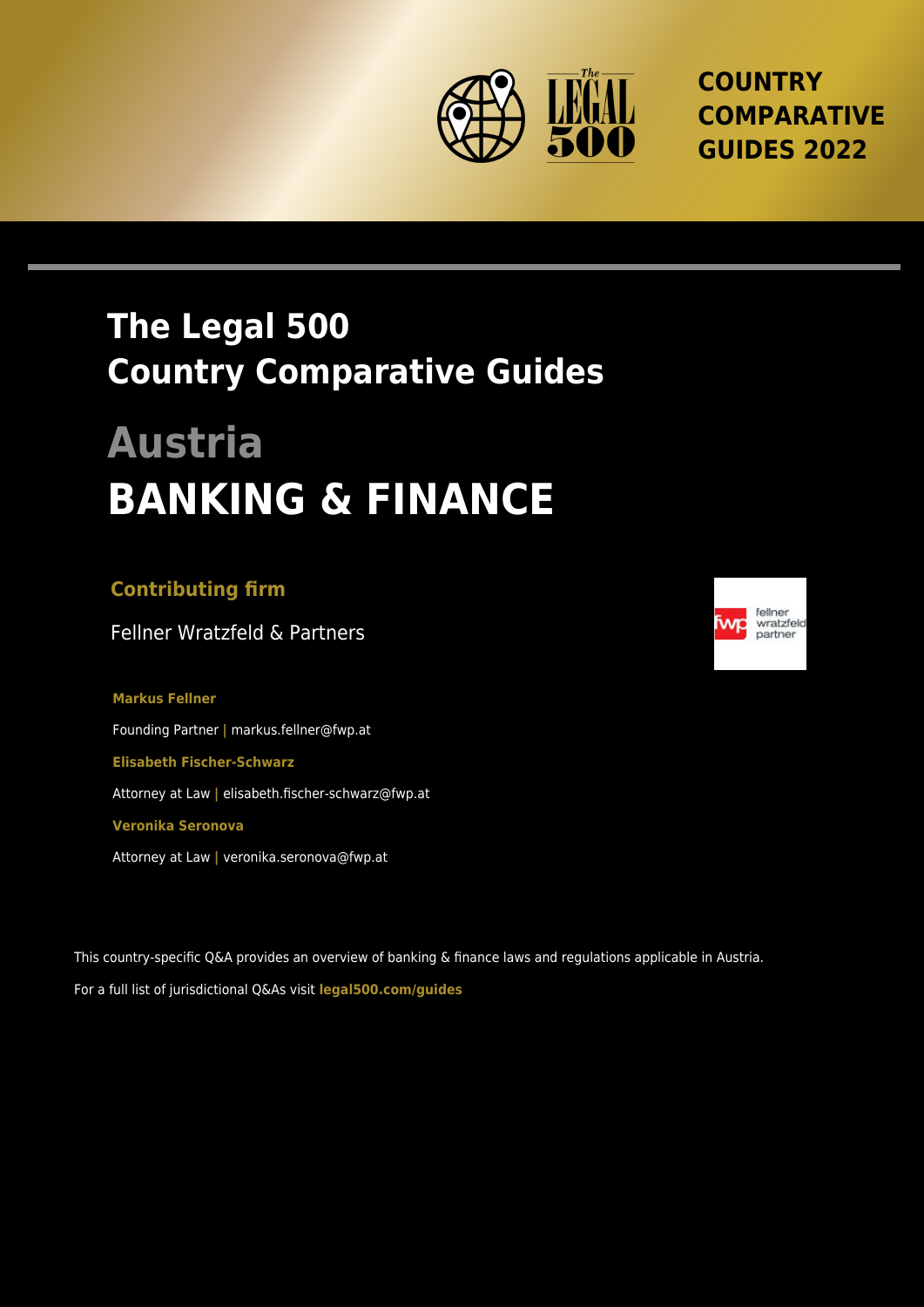COUNTRY COMPARATIVE GUIDES 2022

# The Legal 500 Country Comparative Guides

# Austria

# BANKING & FINANCE

## Contributing firm

Fellner Wratzfeld & Partners

**Markus Fellner**

Founding Partner | markus.fellner@fwp.at

**Elisabeth Fischer-Schwarz**

Attorney at Law | elisabeth.fischer-schwarz@fwp.at

**Veronika Seronova**

Attorney at Law | veronika.seronova@fwp.at

This country-specific Q&A provides an overview of banking & finance laws and regulations applicable in Austria.

For a full list of jurisdictional Q&As visit **legal500.com/guides**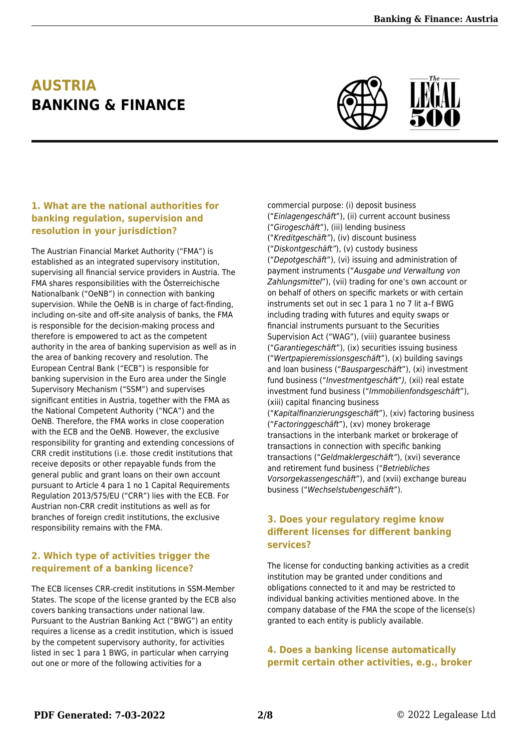# AUSTRIA
# BANKING & FINANCE

### 1. What are the national authorities for banking regulation, supervision and resolution in your jurisdiction?

The Austrian Financial Market Authority ("FMA") is established as an integrated supervisory institution, supervising all financial service providers in Austria. The FMA shares responsibilities with the Österreichische Nationalbank ("OeNB") in connection with banking supervision. While the OeNB is in charge of fact-finding, including on-site and off-site analysis of banks, the FMA is responsible for the decision-making process and therefore is empowered to act as the competent authority in the area of banking supervision as well as in the area of banking recovery and resolution. The European Central Bank ("ECB") is responsible for banking supervision in the Euro area under the Single Supervisory Mechanism ("SSM") and supervises significant entities in Austria, together with the FMA as the National Competent Authority ("NCA") and the OeNB. Therefore, the FMA works in close cooperation with the ECB and the OeNB. However, the exclusive responsibility for granting and extending concessions of CRR credit institutions (i.e. those credit institutions that receive deposits or other repayable funds from the general public and grant loans on their own account pursuant to Article 4 para 1 no 1 Capital Requirements Regulation 2013/575/EU ("CRR") lies with the ECB. For Austrian non-CRR credit institutions as well as for branches of foreign credit institutions, the exclusive responsibility remains with the FMA.

### 2. Which type of activities trigger the requirement of a banking licence?

The ECB licenses CRR-credit institutions in SSM-Member States. The scope of the license granted by the ECB also covers banking transactions under national law. Pursuant to the Austrian Banking Act ("BWG") an entity requires a license as a credit institution, which is issued by the competent supervisory authority, for activities listed in sec 1 para 1 BWG, in particular when carrying out one or more of the following activities for a commercial purpose: (i) deposit business ("*Einlagengeschäft*"), (ii) current account business ("*Girogeschäft*"), (iii) lending business ("*Kreditgeschäft"*), (iv) discount business ("*Diskontgeschäft"*), (v) custody business ("*Depotgeschäft*"), (vi) issuing and administration of payment instruments ("*Ausgabe und Verwaltung von Zahlungsmittel*"), (vii) trading for one's own account or on behalf of others on specific markets or with certain instruments set out in sec 1 para 1 no 7 lit a–f BWG including trading with futures and equity swaps or financial instruments pursuant to the Securities Supervision Act ("WAG"), (viii) guarantee business ("*Garantiegeschäft*"), (ix) securities issuing business ("*Wertpapieremissionsgeschäft*"), (x) building savings and loan business ("*Bauspargeschäft*"), (xi) investment fund business ("*Investmentgeschäft*"), (xii) real estate investment fund business ("*Immobilienfondsgeschäft*"), (xiii) capital financing business ("*Kapitalfinanzierungsgeschäft*"), (xiv) factoring business ("*Factoringgeschäft*"), (xv) money brokerage transactions in the interbank market or brokerage of transactions in connection with specific banking transactions ("*Geldmaklergeschäft"*), (xvi) severance and retirement fund business ("*Betriebliches Vorsorgekassengeschäft*"), and (xvii) exchange bureau business ("*Wechselstubengeschäft*").

### 3. Does your regulatory regime know different licenses for different banking services?

The license for conducting banking activities as a credit institution may be granted under conditions and obligations connected to it and may be restricted to individual banking activities mentioned above. In the company database of the FMA the scope of the license(s) granted to each entity is publicly available.

### 4. Does a banking license automatically permit certain other activities, e.g., broker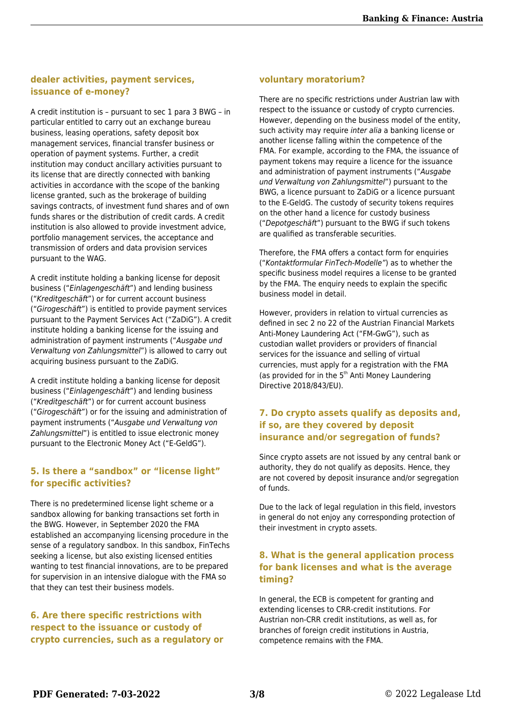## dealer activities, payment services, issuance of e-money?

A credit institution is – pursuant to sec 1 para 3 BWG – in particular entitled to carry out an exchange bureau business, leasing operations, safety deposit box management services, financial transfer business or operation of payment systems. Further, a credit institution may conduct ancillary activities pursuant to its license that are directly connected with banking activities in accordance with the scope of the banking license granted, such as the brokerage of building savings contracts, of investment fund shares and of own funds shares or the distribution of credit cards. A credit institution is also allowed to provide investment advice, portfolio management services, the acceptance and transmission of orders and data provision services pursuant to the WAG.

A credit institute holding a banking license for deposit business ("*Einlagengeschäft*") and lending business ("*Kreditgeschäft*") or for current account business ("*Girogeschäft*") is entitled to provide payment services pursuant to the Payment Services Act ("ZaDiG"). A credit institute holding a banking license for the issuing and administration of payment instruments ("*Ausgabe und Verwaltung von Zahlungsmittel*") is allowed to carry out acquiring business pursuant to the ZaDiG.

A credit institute holding a banking license for deposit business ("*Einlagengeschäft*") and lending business ("*Kreditgeschäft*") or for current account business ("*Girogeschäft*") or for the issuing and administration of payment instruments ("*Ausgabe und Verwaltung von Zahlungsmittel*") is entitled to issue electronic money pursuant to the Electronic Money Act ("E-GeldG").

## 5. Is there a "sandbox" or "license light" for specific activities?

There is no predetermined license light scheme or a sandbox allowing for banking transactions set forth in the BWG. However, in September 2020 the FMA established an accompanying licensing procedure in the sense of a regulatory sandbox. In this sandbox, FinTechs seeking a license, but also existing licensed entities wanting to test financial innovations, are to be prepared for supervision in an intensive dialogue with the FMA so that they can test their business models.

## 6. Are there specific restrictions with respect to the issuance or custody of crypto currencies, such as a regulatory or voluntary moratorium?

There are no specific restrictions under Austrian law with respect to the issuance or custody of crypto currencies. However, depending on the business model of the entity, such activity may require *inter alia* a banking license or another license falling within the competence of the FMA. For example, according to the FMA, the issuance of payment tokens may require a licence for the issuance and administration of payment instruments ("*Ausgabe und Verwaltung von Zahlungsmittel*") pursuant to the BWG, a licence pursuant to ZaDiG or a licence pursuant to the E-GeldG. The custody of security tokens requires on the other hand a licence for custody business ("*Depotgeschäft*") pursuant to the BWG if such tokens are qualified as transferable securities.

Therefore, the FMA offers a contact form for enquiries ("*Kontaktformular FinTech-Modelle*") as to whether the specific business model requires a license to be granted by the FMA. The enquiry needs to explain the specific business model in detail.

However, providers in relation to virtual currencies as defined in sec 2 no 22 of the Austrian Financial Markets Anti-Money Laundering Act ("FM-GwG"), such as custodian wallet providers or providers of financial services for the issuance and selling of virtual currencies, must apply for a registration with the FMA (as provided for in the 5th Anti Money Laundering Directive 2018/843/EU).

## 7. Do crypto assets qualify as deposits and, if so, are they covered by deposit insurance and/or segregation of funds?

Since crypto assets are not issued by any central bank or authority, they do not qualify as deposits. Hence, they are not covered by deposit insurance and/or segregation of funds.

Due to the lack of legal regulation in this field, investors in general do not enjoy any corresponding protection of their investment in crypto assets.

## 8. What is the general application process for bank licenses and what is the average timing?

In general, the ECB is competent for granting and extending licenses to CRR-credit institutions. For Austrian non-CRR credit institutions, as well as, for branches of foreign credit institutions in Austria, competence remains with the FMA.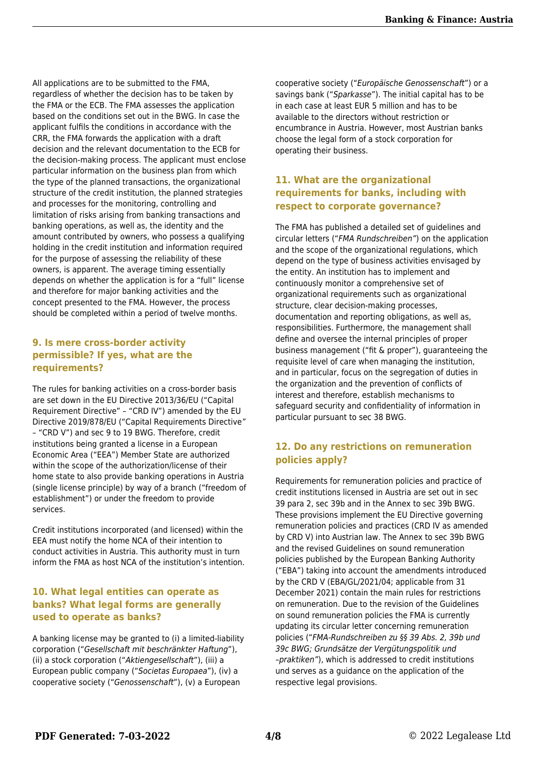All applications are to be submitted to the FMA, regardless of whether the decision has to be taken by the FMA or the ECB. The FMA assesses the application based on the conditions set out in the BWG. In case the applicant fulfils the conditions in accordance with the CRR, the FMA forwards the application with a draft decision and the relevant documentation to the ECB for the decision-making process. The applicant must enclose particular information on the business plan from which the type of the planned transactions, the organizational structure of the credit institution, the planned strategies and processes for the monitoring, controlling and limitation of risks arising from banking transactions and banking operations, as well as, the identity and the amount contributed by owners, who possess a qualifying holding in the credit institution and information required for the purpose of assessing the reliability of these owners, is apparent. The average timing essentially depends on whether the application is for a "full" license and therefore for major banking activities and the concept presented to the FMA. However, the process should be completed within a period of twelve months.

## 9. Is mere cross-border activity permissible? If yes, what are the requirements?

The rules for banking activities on a cross-border basis are set down in the EU Directive 2013/36/EU ("Capital Requirement Directive" – "CRD IV") amended by the EU Directive 2019/878/EU ("Capital Requirements Directive" – "CRD V") and sec 9 to 19 BWG. Therefore, credit institutions being granted a license in a European Economic Area ("EEA") Member State are authorized within the scope of the authorization/license of their home state to also provide banking operations in Austria (single license principle) by way of a branch ("freedom of establishment") or under the freedom to provide services.

Credit institutions incorporated (and licensed) within the EEA must notify the home NCA of their intention to conduct activities in Austria. This authority must in turn inform the FMA as host NCA of the institution's intention.

## 10. What legal entities can operate as banks? What legal forms are generally used to operate as banks?

A banking license may be granted to (i) a limited-liability corporation ("*Gesellschaft mit beschränkter Haftung*"), (ii) a stock corporation ("*Aktiengesellschaft*"), (iii) a European public company ("*Societas Europaea*"), (iv) a cooperative society ("*Genossenschaft*"), (v) a European cooperative society ("*Europäische Genossenschaft*") or a savings bank ("*Sparkasse*"). The initial capital has to be in each case at least EUR 5 million and has to be available to the directors without restriction or encumbrance in Austria. However, most Austrian banks choose the legal form of a stock corporation for operating their business.

## 11. What are the organizational requirements for banks, including with respect to corporate governance?

The FMA has published a detailed set of guidelines and circular letters ("*FMA Rundschreiben*") on the application and the scope of the organizational regulations, which depend on the type of business activities envisaged by the entity. An institution has to implement and continuously monitor a comprehensive set of organizational requirements such as organizational structure, clear decision-making processes, documentation and reporting obligations, as well as, responsibilities. Furthermore, the management shall define and oversee the internal principles of proper business management ("fit & proper"), guaranteeing the requisite level of care when managing the institution, and in particular, focus on the segregation of duties in the organization and the prevention of conflicts of interest and therefore, establish mechanisms to safeguard security and confidentiality of information in particular pursuant to sec 38 BWG.

## 12. Do any restrictions on remuneration policies apply?

Requirements for remuneration policies and practice of credit institutions licensed in Austria are set out in sec 39 para 2, sec 39b and in the Annex to sec 39b BWG. These provisions implement the EU Directive governing remuneration policies and practices (CRD IV as amended by CRD V) into Austrian law. The Annex to sec 39b BWG and the revised Guidelines on sound remuneration policies published by the European Banking Authority ("EBA") taking into account the amendments introduced by the CRD V (EBA/GL/2021/04; applicable from 31 December 2021) contain the main rules for restrictions on remuneration. Due to the revision of the Guidelines on sound remuneration policies the FMA is currently updating its circular letter concerning remuneration policies ("*FMA-Rundschreiben zu §§ 39 Abs. 2, 39b und 39c BWG; Grundsätze der Vergütungspolitik und –praktiken*"), which is addressed to credit institutions und serves as a guidance on the application of the respective legal provisions.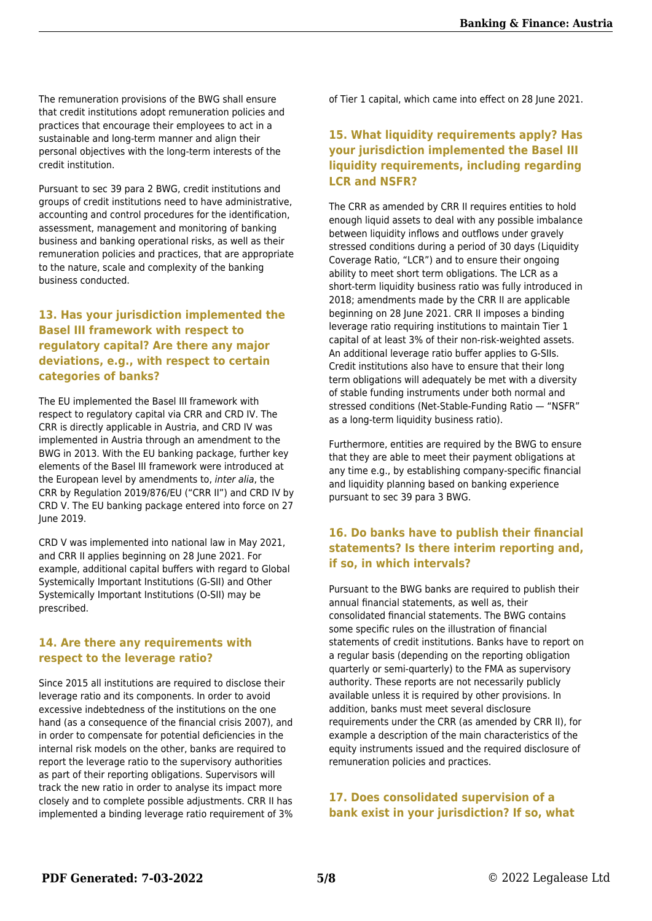The remuneration provisions of the BWG shall ensure that credit institutions adopt remuneration policies and practices that encourage their employees to act in a sustainable and long-term manner and align their personal objectives with the long-term interests of the credit institution.

Pursuant to sec 39 para 2 BWG, credit institutions and groups of credit institutions need to have administrative, accounting and control procedures for the identification, assessment, management and monitoring of banking business and banking operational risks, as well as their remuneration policies and practices, that are appropriate to the nature, scale and complexity of the banking business conducted.

## 13. Has your jurisdiction implemented the Basel III framework with respect to regulatory capital? Are there any major deviations, e.g., with respect to certain categories of banks?

The EU implemented the Basel III framework with respect to regulatory capital via CRR and CRD IV. The CRR is directly applicable in Austria, and CRD IV was implemented in Austria through an amendment to the BWG in 2013. With the EU banking package, further key elements of the Basel III framework were introduced at the European level by amendments to, *inter alia*, the CRR by Regulation 2019/876/EU ("CRR II") and CRD IV by CRD V. The EU banking package entered into force on 27 June 2019.

CRD V was implemented into national law in May 2021, and CRR II applies beginning on 28 June 2021. For example, additional capital buffers with regard to Global Systemically Important Institutions (G-SII) and Other Systemically Important Institutions (O-SII) may be prescribed.

## 14. Are there any requirements with respect to the leverage ratio?

Since 2015 all institutions are required to disclose their leverage ratio and its components. In order to avoid excessive indebtedness of the institutions on the one hand (as a consequence of the financial crisis 2007), and in order to compensate for potential deficiencies in the internal risk models on the other, banks are required to report the leverage ratio to the supervisory authorities as part of their reporting obligations. Supervisors will track the new ratio in order to analyse its impact more closely and to complete possible adjustments. CRR II has implemented a binding leverage ratio requirement of 3% of Tier 1 capital, which came into effect on 28 June 2021.

## 15. What liquidity requirements apply? Has your jurisdiction implemented the Basel III liquidity requirements, including regarding LCR and NSFR?

The CRR as amended by CRR II requires entities to hold enough liquid assets to deal with any possible imbalance between liquidity inflows and outflows under gravely stressed conditions during a period of 30 days (Liquidity Coverage Ratio, "LCR") and to ensure their ongoing ability to meet short term obligations. The LCR as a short-term liquidity business ratio was fully introduced in 2018; amendments made by the CRR II are applicable beginning on 28 June 2021. CRR II imposes a binding leverage ratio requiring institutions to maintain Tier 1 capital of at least 3% of their non-risk-weighted assets. An additional leverage ratio buffer applies to G-SIIs. Credit institutions also have to ensure that their long term obligations will adequately be met with a diversity of stable funding instruments under both normal and stressed conditions (Net-Stable-Funding Ratio — "NSFR" as a long-term liquidity business ratio).

Furthermore, entities are required by the BWG to ensure that they are able to meet their payment obligations at any time e.g., by establishing company-specific financial and liquidity planning based on banking experience pursuant to sec 39 para 3 BWG.

## 16. Do banks have to publish their financial statements? Is there interim reporting and, if so, in which intervals?

Pursuant to the BWG banks are required to publish their annual financial statements, as well as, their consolidated financial statements. The BWG contains some specific rules on the illustration of financial statements of credit institutions. Banks have to report on a regular basis (depending on the reporting obligation quarterly or semi-quarterly) to the FMA as supervisory authority. These reports are not necessarily publicly available unless it is required by other provisions. In addition, banks must meet several disclosure requirements under the CRR (as amended by CRR II), for example a description of the main characteristics of the equity instruments issued and the required disclosure of remuneration policies and practices.

## 17. Does consolidated supervision of a bank exist in your jurisdiction? If so, what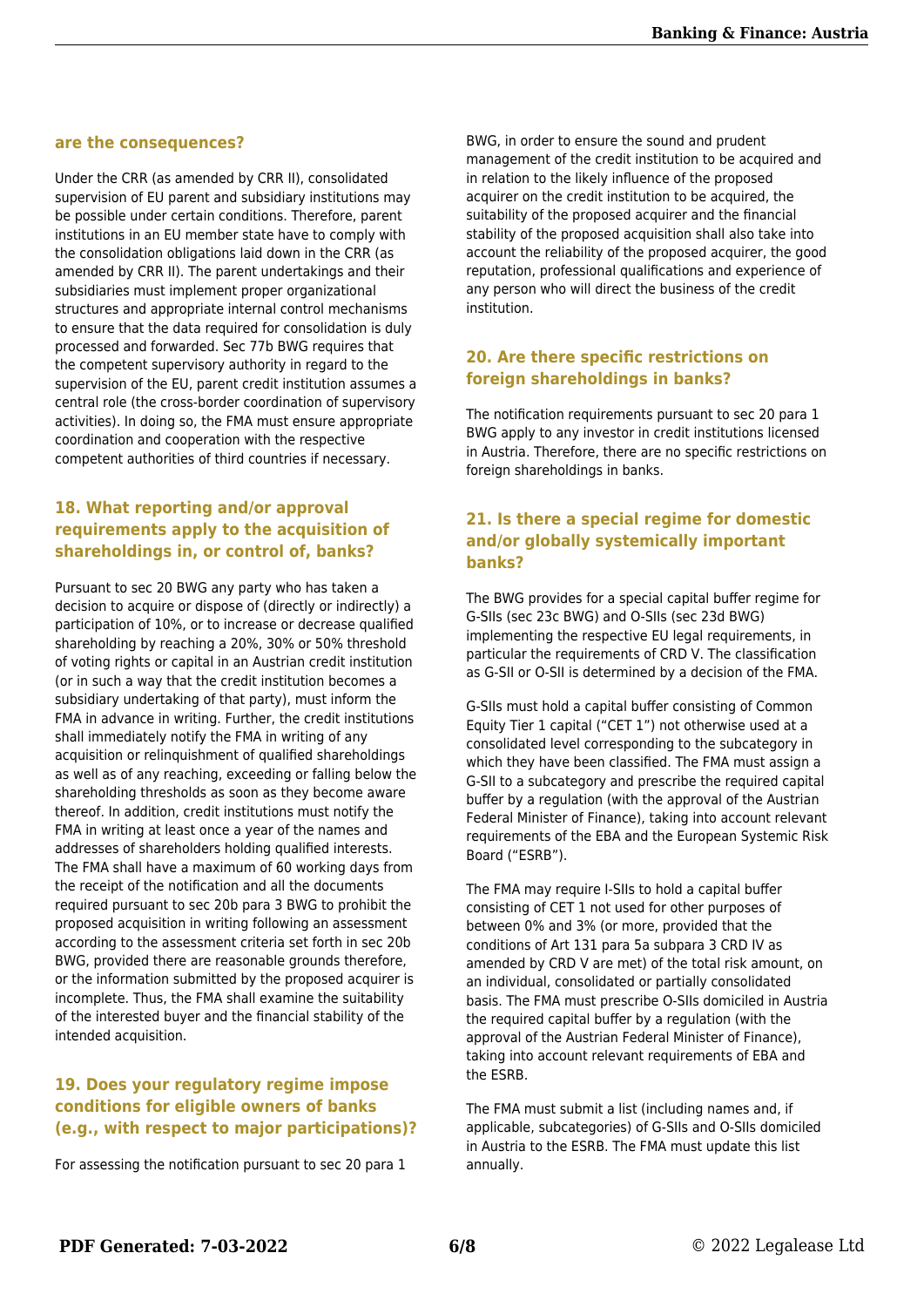**are the consequences?**

Under the CRR (as amended by CRR II), consolidated supervision of EU parent and subsidiary institutions may be possible under certain conditions. Therefore, parent institutions in an EU member state have to comply with the consolidation obligations laid down in the CRR (as amended by CRR II). The parent undertakings and their subsidiaries must implement proper organizational structures and appropriate internal control mechanisms to ensure that the data required for consolidation is duly processed and forwarded. Sec 77b BWG requires that the competent supervisory authority in regard to the supervision of the EU, parent credit institution assumes a central role (the cross-border coordination of supervisory activities). In doing so, the FMA must ensure appropriate coordination and cooperation with the respective competent authorities of third countries if necessary.

## 18. What reporting and/or approval requirements apply to the acquisition of shareholdings in, or control of, banks?

Pursuant to sec 20 BWG any party who has taken a decision to acquire or dispose of (directly or indirectly) a participation of 10%, or to increase or decrease qualified shareholding by reaching a 20%, 30% or 50% threshold of voting rights or capital in an Austrian credit institution (or in such a way that the credit institution becomes a subsidiary undertaking of that party), must inform the FMA in advance in writing. Further, the credit institutions shall immediately notify the FMA in writing of any acquisition or relinquishment of qualified shareholdings as well as of any reaching, exceeding or falling below the shareholding thresholds as soon as they become aware thereof. In addition, credit institutions must notify the FMA in writing at least once a year of the names and addresses of shareholders holding qualified interests. The FMA shall have a maximum of 60 working days from the receipt of the notification and all the documents required pursuant to sec 20b para 3 BWG to prohibit the proposed acquisition in writing following an assessment according to the assessment criteria set forth in sec 20b BWG, provided there are reasonable grounds therefore, or the information submitted by the proposed acquirer is incomplete. Thus, the FMA shall examine the suitability of the interested buyer and the financial stability of the intended acquisition.

## 19. Does your regulatory regime impose conditions for eligible owners of banks (e.g., with respect to major participations)?

For assessing the notification pursuant to sec 20 para 1 BWG, in order to ensure the sound and prudent management of the credit institution to be acquired and in relation to the likely influence of the proposed acquirer on the credit institution to be acquired, the suitability of the proposed acquirer and the financial stability of the proposed acquisition shall also take into account the reliability of the proposed acquirer, the good reputation, professional qualifications and experience of any person who will direct the business of the credit institution.

## 20. Are there specific restrictions on foreign shareholdings in banks?

The notification requirements pursuant to sec 20 para 1 BWG apply to any investor in credit institutions licensed in Austria. Therefore, there are no specific restrictions on foreign shareholdings in banks.

## 21. Is there a special regime for domestic and/or globally systemically important banks?

The BWG provides for a special capital buffer regime for G-SIIs (sec 23c BWG) and O-SIIs (sec 23d BWG) implementing the respective EU legal requirements, in particular the requirements of CRD V. The classification as G-SII or O-SII is determined by a decision of the FMA.

G-SIIs must hold a capital buffer consisting of Common Equity Tier 1 capital ("CET 1") not otherwise used at a consolidated level corresponding to the subcategory in which they have been classified. The FMA must assign a G-SII to a subcategory and prescribe the required capital buffer by a regulation (with the approval of the Austrian Federal Minister of Finance), taking into account relevant requirements of the EBA and the European Systemic Risk Board ("ESRB").

The FMA may require I-SIIs to hold a capital buffer consisting of CET 1 not used for other purposes of between 0% and 3% (or more, provided that the conditions of Art 131 para 5a subpara 3 CRD IV as amended by CRD V are met) of the total risk amount, on an individual, consolidated or partially consolidated basis. The FMA must prescribe O-SIIs domiciled in Austria the required capital buffer by a regulation (with the approval of the Austrian Federal Minister of Finance), taking into account relevant requirements of EBA and the ESRB.

The FMA must submit a list (including names and, if applicable, subcategories) of G-SIIs and O-SIIs domiciled in Austria to the ESRB. The FMA must update this list annually.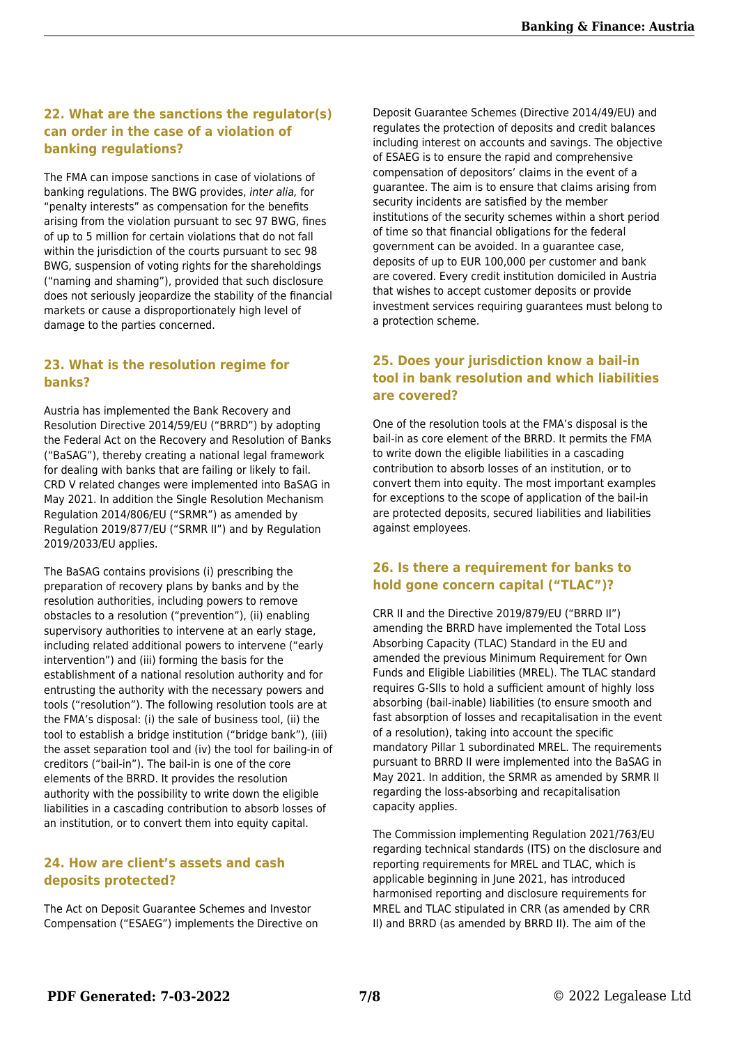## 22. What are the sanctions the regulator(s) can order in the case of a violation of banking regulations?

The FMA can impose sanctions in case of violations of banking regulations. The BWG provides, *inter alia,* for "penalty interests" as compensation for the benefits arising from the violation pursuant to sec 97 BWG, fines of up to 5 million for certain violations that do not fall within the jurisdiction of the courts pursuant to sec 98 BWG, suspension of voting rights for the shareholdings ("naming and shaming"), provided that such disclosure does not seriously jeopardize the stability of the financial markets or cause a disproportionately high level of damage to the parties concerned.

## 23. What is the resolution regime for banks?

Austria has implemented the Bank Recovery and Resolution Directive 2014/59/EU ("BRRD") by adopting the Federal Act on the Recovery and Resolution of Banks ("BaSAG"), thereby creating a national legal framework for dealing with banks that are failing or likely to fail. CRD V related changes were implemented into BaSAG in May 2021. In addition the Single Resolution Mechanism Regulation 2014/806/EU ("SRMR") as amended by Regulation 2019/877/EU ("SRMR II") and by Regulation 2019/2033/EU applies.

The BaSAG contains provisions (i) prescribing the preparation of recovery plans by banks and by the resolution authorities, including powers to remove obstacles to a resolution ("prevention"), (ii) enabling supervisory authorities to intervene at an early stage, including related additional powers to intervene ("early intervention") and (iii) forming the basis for the establishment of a national resolution authority and for entrusting the authority with the necessary powers and tools ("resolution"). The following resolution tools are at the FMA's disposal: (i) the sale of business tool, (ii) the tool to establish a bridge institution ("bridge bank"), (iii) the asset separation tool and (iv) the tool for bailing-in of creditors ("bail-in"). The bail-in is one of the core elements of the BRRD. It provides the resolution authority with the possibility to write down the eligible liabilities in a cascading contribution to absorb losses of an institution, or to convert them into equity capital.

## 24. How are client's assets and cash deposits protected?

The Act on Deposit Guarantee Schemes and Investor Compensation ("ESAEG") implements the Directive on Deposit Guarantee Schemes (Directive 2014/49/EU) and regulates the protection of deposits and credit balances including interest on accounts and savings. The objective of ESAEG is to ensure the rapid and comprehensive compensation of depositors' claims in the event of a guarantee. The aim is to ensure that claims arising from security incidents are satisfied by the member institutions of the security schemes within a short period of time so that financial obligations for the federal government can be avoided. In a guarantee case, deposits of up to EUR 100,000 per customer and bank are covered. Every credit institution domiciled in Austria that wishes to accept customer deposits or provide investment services requiring guarantees must belong to a protection scheme.

## 25. Does your jurisdiction know a bail-in tool in bank resolution and which liabilities are covered?

One of the resolution tools at the FMA's disposal is the bail-in as core element of the BRRD. It permits the FMA to write down the eligible liabilities in a cascading contribution to absorb losses of an institution, or to convert them into equity. The most important examples for exceptions to the scope of application of the bail-in are protected deposits, secured liabilities and liabilities against employees.

## 26. Is there a requirement for banks to hold gone concern capital ("TLAC")?

CRR II and the Directive 2019/879/EU ("BRRD II") amending the BRRD have implemented the Total Loss Absorbing Capacity (TLAC) Standard in the EU and amended the previous Minimum Requirement for Own Funds and Eligible Liabilities (MREL). The TLAC standard requires G-SIIs to hold a sufficient amount of highly loss absorbing (bail-inable) liabilities (to ensure smooth and fast absorption of losses and recapitalisation in the event of a resolution), taking into account the specific mandatory Pillar 1 subordinated MREL. The requirements pursuant to BRRD II were implemented into the BaSAG in May 2021. In addition, the SRMR as amended by SRMR II regarding the loss-absorbing and recapitalisation capacity applies.

The Commission implementing Regulation 2021/763/EU regarding technical standards (ITS) on the disclosure and reporting requirements for MREL and TLAC, which is applicable beginning in June 2021, has introduced harmonised reporting and disclosure requirements for MREL and TLAC stipulated in CRR (as amended by CRR II) and BRRD (as amended by BRRD II). The aim of the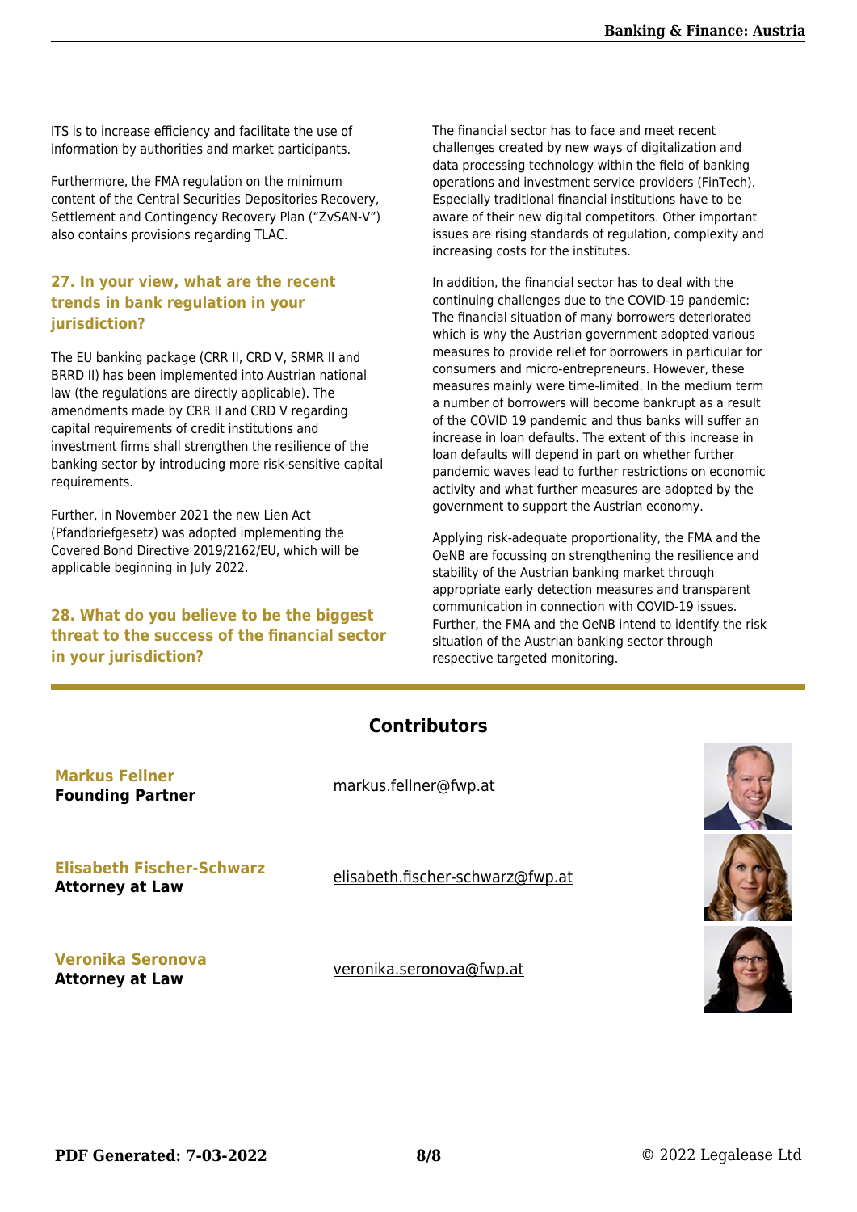ITS is to increase efficiency and facilitate the use of information by authorities and market participants.

Furthermore, the FMA regulation on the minimum content of the Central Securities Depositories Recovery, Settlement and Contingency Recovery Plan ("ZvSAN-V") also contains provisions regarding TLAC.

### 27. In your view, what are the recent trends in bank regulation in your jurisdiction?

The EU banking package (CRR II, CRD V, SRMR II and BRRD II) has been implemented into Austrian national law (the regulations are directly applicable). The amendments made by CRR II and CRD V regarding capital requirements of credit institutions and investment firms shall strengthen the resilience of the banking sector by introducing more risk-sensitive capital requirements.

Further, in November 2021 the new Lien Act (Pfandbriefgesetz) was adopted implementing the Covered Bond Directive 2019/2162/EU, which will be applicable beginning in July 2022.

### 28. What do you believe to be the biggest threat to the success of the financial sector in your jurisdiction?

The financial sector has to face and meet recent challenges created by new ways of digitalization and data processing technology within the field of banking operations and investment service providers (FinTech). Especially traditional financial institutions have to be aware of their new digital competitors. Other important issues are rising standards of regulation, complexity and increasing costs for the institutes.

In addition, the financial sector has to deal with the continuing challenges due to the COVID-19 pandemic: The financial situation of many borrowers deteriorated which is why the Austrian government adopted various measures to provide relief for borrowers in particular for consumers and micro-entrepreneurs. However, these measures mainly were time-limited. In the medium term a number of borrowers will become bankrupt as a result of the COVID 19 pandemic and thus banks will suffer an increase in loan defaults. The extent of this increase in loan defaults will depend in part on whether further pandemic waves lead to further restrictions on economic activity and what further measures are adopted by the government to support the Austrian economy.

Applying risk-adequate proportionality, the FMA and the OeNB are focussing on strengthening the resilience and stability of the Austrian banking market through appropriate early detection measures and transparent communication in connection with COVID-19 issues. Further, the FMA and the OeNB intend to identify the risk situation of the Austrian banking sector through respective targeted monitoring.

## Contributors

**Markus Fellner**
**Founding Partner**
markus.fellner@fwp.at

**Elisabeth Fischer-Schwarz**
**Attorney at Law**
elisabeth.fischer-schwarz@fwp.at

**Veronika Seronova**
**Attorney at Law**
veronika.seronova@fwp.at